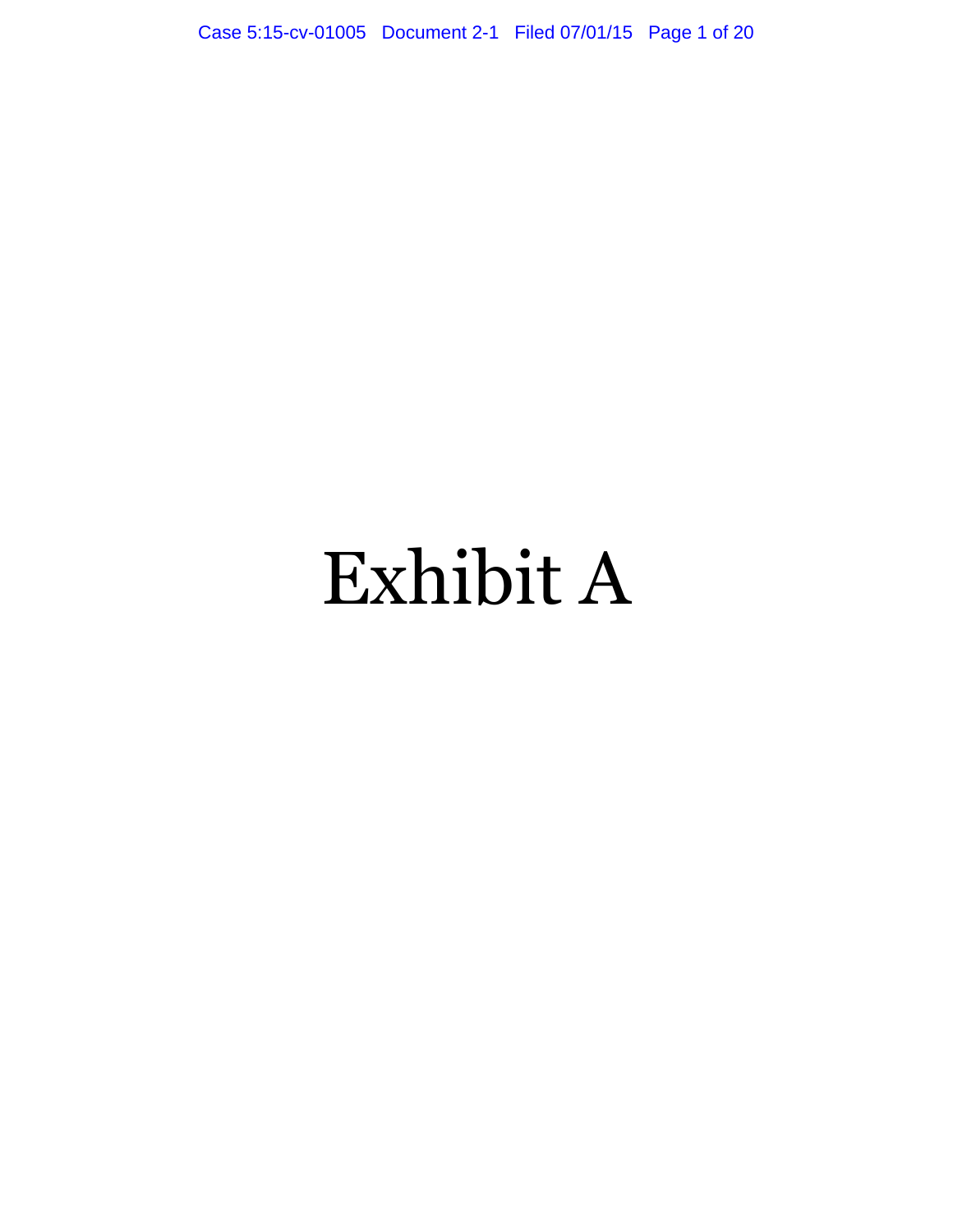# Exhibit A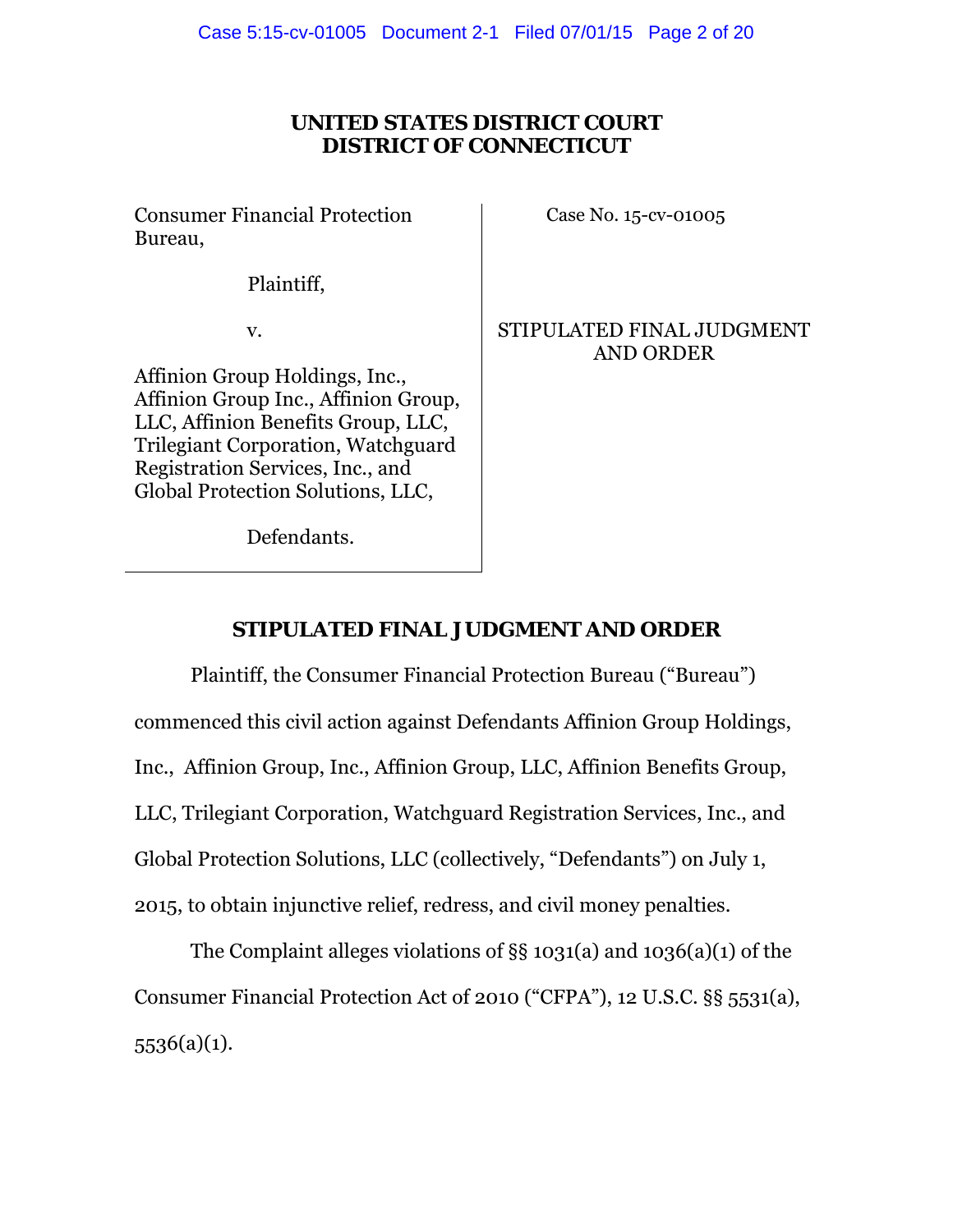**UNITED STATES DISTRICT COURT**
**DISTRICT OF CONNECTICUT**

| | |
|---|---|
| Consumer Financial Protection Bureau,<br><br>Plaintiff,<br><br>v.<br><br>Affinion Group Holdings, Inc., Affinion Group Inc., Affinion Group, LLC, Affinion Benefits Group, LLC, Trilegiant Corporation, Watchguard Registration Services, Inc., and Global Protection Solutions, LLC,<br><br>Defendants. | Case No. 15-cv-01005<br><br>STIPULATED FINAL JUDGMENT AND ORDER |

## STIPULATED FINAL JUDGMENT AND ORDER

Plaintiff, the Consumer Financial Protection Bureau ("Bureau") commenced this civil action against Defendants Affinion Group Holdings, Inc., Affinion Group, Inc., Affinion Group, LLC, Affinion Benefits Group, LLC, Trilegiant Corporation, Watchguard Registration Services, Inc., and Global Protection Solutions, LLC (collectively, "Defendants") on July 1, 2015, to obtain injunctive relief, redress, and civil money penalties.

The Complaint alleges violations of §§ 1031(a) and 1036(a)(1) of the Consumer Financial Protection Act of 2010 ("CFPA"), 12 U.S.C. §§ 5531(a), 5536(a)(1).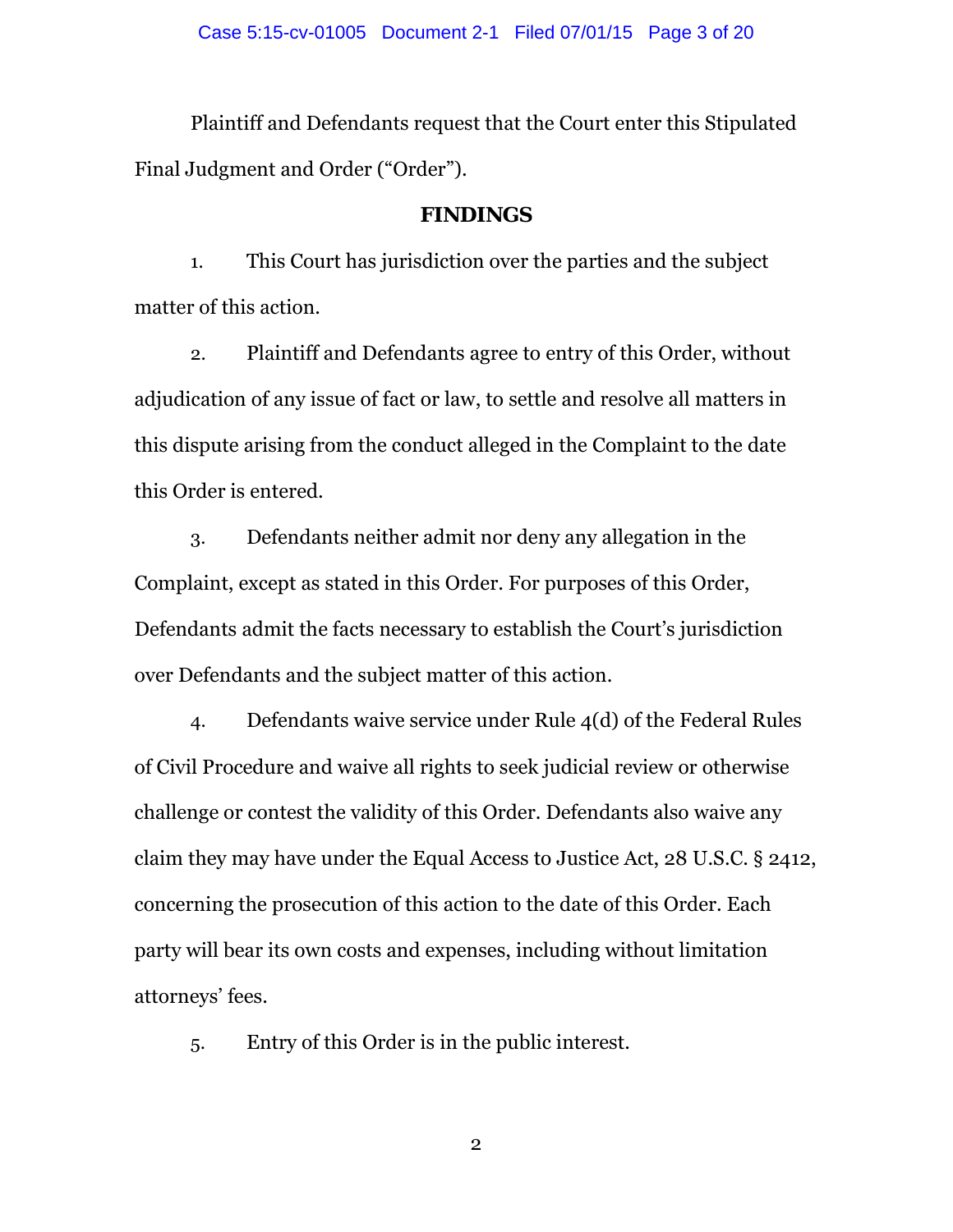Plaintiff and Defendants request that the Court enter this Stipulated Final Judgment and Order ("Order").

## FINDINGS

1. This Court has jurisdiction over the parties and the subject matter of this action.

2. Plaintiff and Defendants agree to entry of this Order, without adjudication of any issue of fact or law, to settle and resolve all matters in this dispute arising from the conduct alleged in the Complaint to the date this Order is entered.

3. Defendants neither admit nor deny any allegation in the Complaint, except as stated in this Order. For purposes of this Order, Defendants admit the facts necessary to establish the Court's jurisdiction over Defendants and the subject matter of this action.

4. Defendants waive service under Rule 4(d) of the Federal Rules of Civil Procedure and waive all rights to seek judicial review or otherwise challenge or contest the validity of this Order. Defendants also waive any claim they may have under the Equal Access to Justice Act, 28 U.S.C. § 2412, concerning the prosecution of this action to the date of this Order. Each party will bear its own costs and expenses, including without limitation attorneys' fees.

5. Entry of this Order is in the public interest.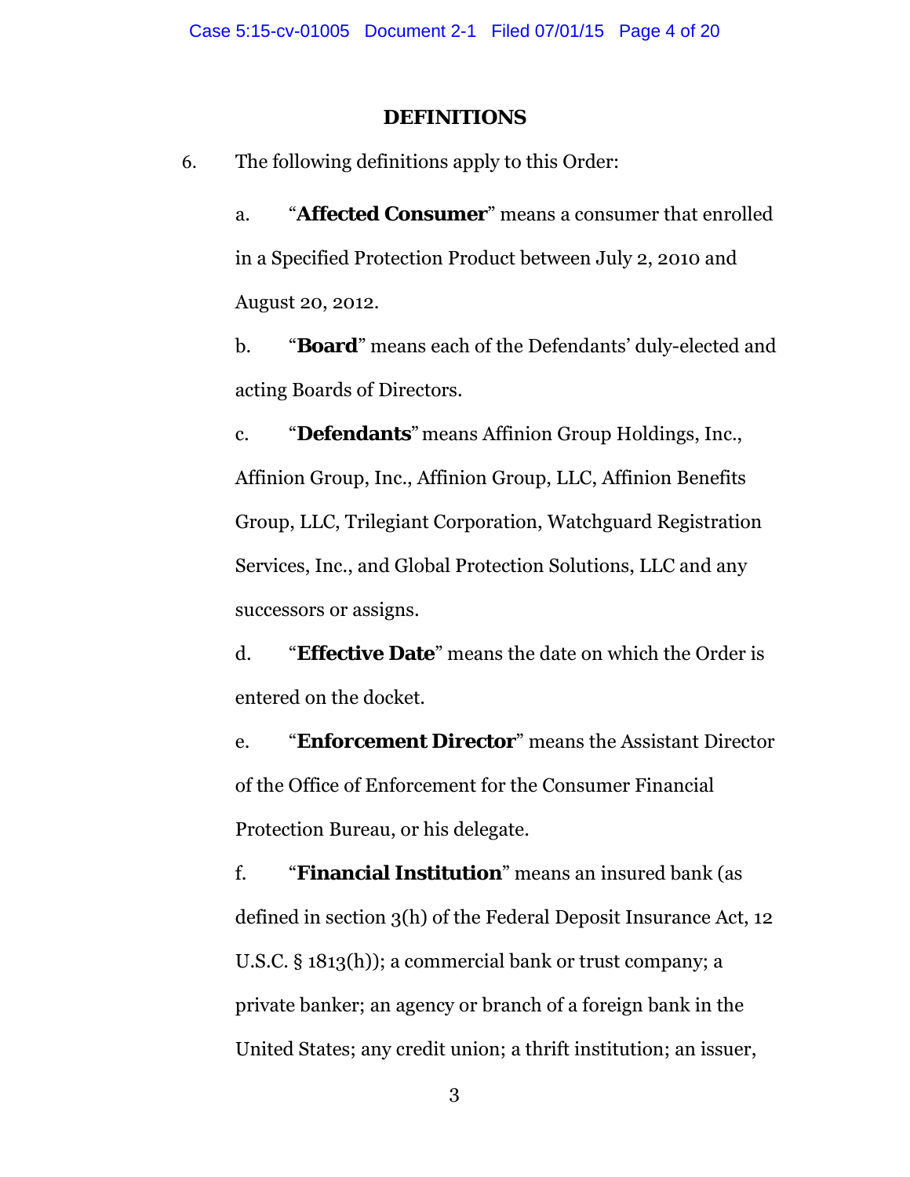## DEFINITIONS

6. The following definitions apply to this Order:

   a. "**Affected Consumer**" means a consumer that enrolled in a Specified Protection Product between July 2, 2010 and August 20, 2012.

   b. "**Board**" means each of the Defendants' duly-elected and acting Boards of Directors.

   c. "**Defendants**" means Affinion Group Holdings, Inc., Affinion Group, Inc., Affinion Group, LLC, Affinion Benefits Group, LLC, Trilegiant Corporation, Watchguard Registration Services, Inc., and Global Protection Solutions, LLC and any successors or assigns.

   d. "**Effective Date**" means the date on which the Order is entered on the docket.

   e. "**Enforcement Director**" means the Assistant Director of the Office of Enforcement for the Consumer Financial Protection Bureau, or his delegate.

   f. "**Financial Institution**" means an insured bank (as defined in section 3(h) of the Federal Deposit Insurance Act, 12 U.S.C. § 1813(h)); a commercial bank or trust company; a private banker; an agency or branch of a foreign bank in the United States; any credit union; a thrift institution; an issuer,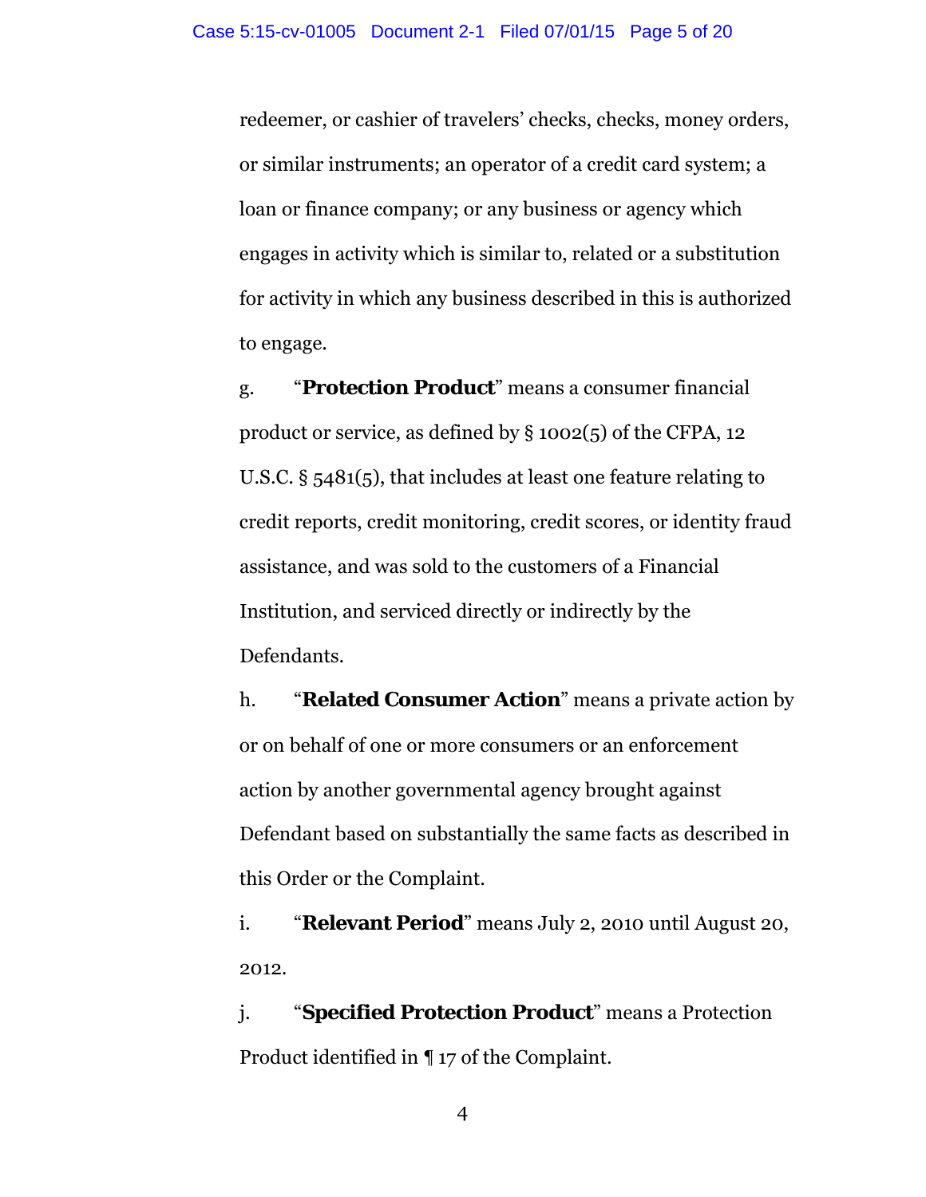redeemer, or cashier of travelers' checks, checks, money orders, or similar instruments; an operator of a credit card system; a loan or finance company; or any business or agency which engages in activity which is similar to, related or a substitution for activity in which any business described in this is authorized to engage.

g. "**Protection Product**" means a consumer financial product or service, as defined by § 1002(5) of the CFPA, 12 U.S.C. § 5481(5), that includes at least one feature relating to credit reports, credit monitoring, credit scores, or identity fraud assistance, and was sold to the customers of a Financial Institution, and serviced directly or indirectly by the Defendants.

h. "**Related Consumer Action**" means a private action by or on behalf of one or more consumers or an enforcement action by another governmental agency brought against Defendant based on substantially the same facts as described in this Order or the Complaint.

i. "**Relevant Period**" means July 2, 2010 until August 20, 2012.

j. "**Specified Protection Product**" means a Protection Product identified in ¶ 17 of the Complaint.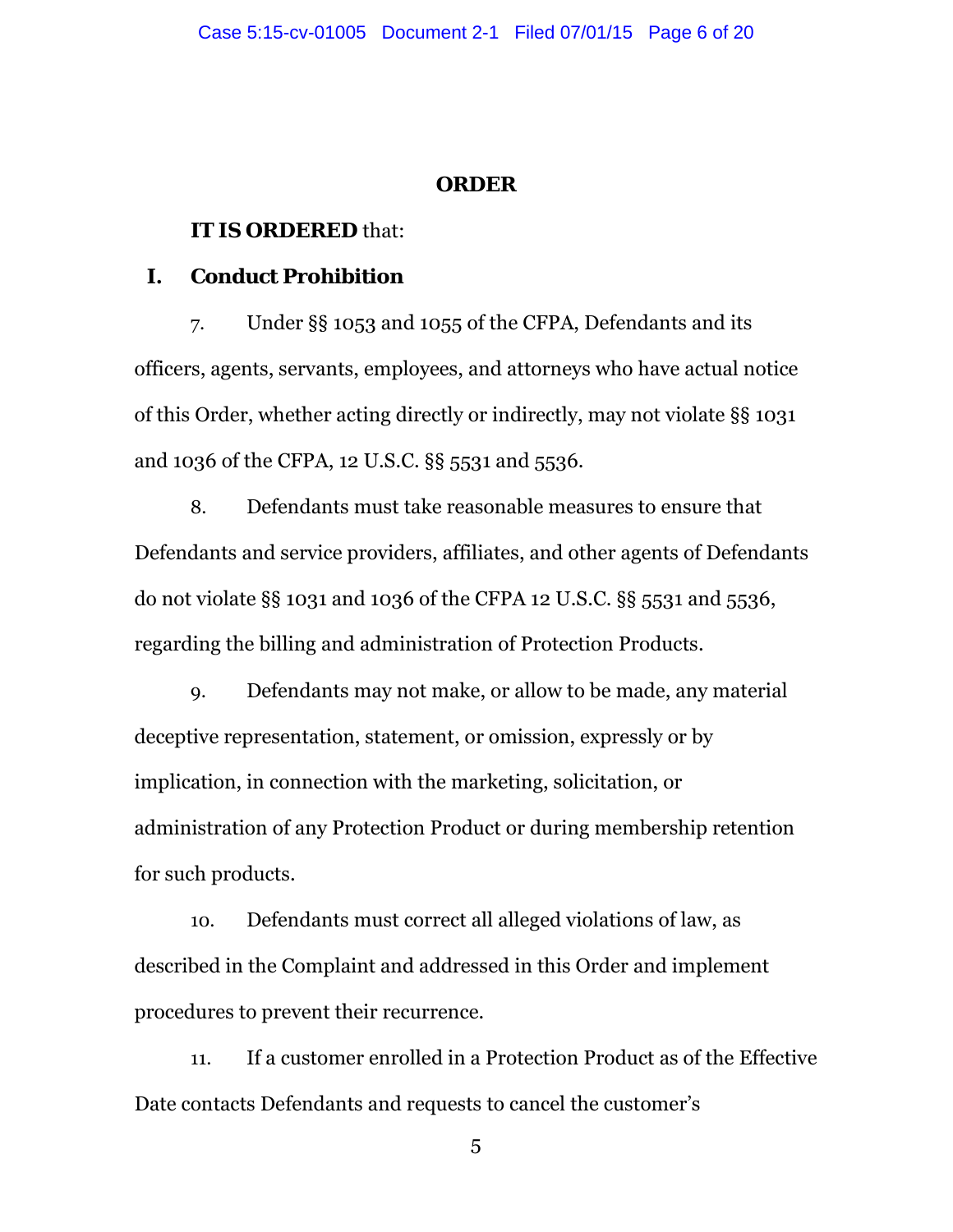## ORDER

**IT IS ORDERED** that:

### I. Conduct Prohibition

7. Under §§ 1053 and 1055 of the CFPA, Defendants and its officers, agents, servants, employees, and attorneys who have actual notice of this Order, whether acting directly or indirectly, may not violate §§ 1031 and 1036 of the CFPA, 12 U.S.C. §§ 5531 and 5536.

8. Defendants must take reasonable measures to ensure that Defendants and service providers, affiliates, and other agents of Defendants do not violate §§ 1031 and 1036 of the CFPA 12 U.S.C. §§ 5531 and 5536, regarding the billing and administration of Protection Products.

9. Defendants may not make, or allow to be made, any material deceptive representation, statement, or omission, expressly or by implication, in connection with the marketing, solicitation, or administration of any Protection Product or during membership retention for such products.

10. Defendants must correct all alleged violations of law, as described in the Complaint and addressed in this Order and implement procedures to prevent their recurrence.

11. If a customer enrolled in a Protection Product as of the Effective Date contacts Defendants and requests to cancel the customer's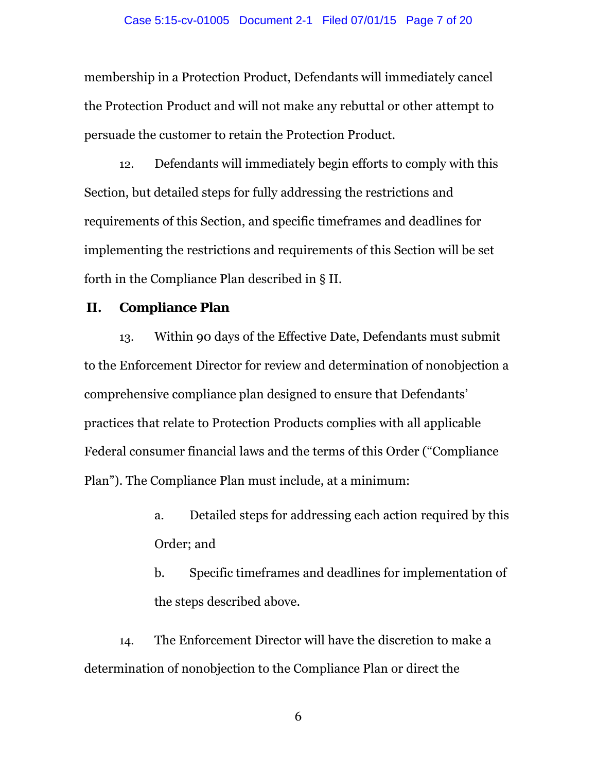membership in a Protection Product, Defendants will immediately cancel the Protection Product and will not make any rebuttal or other attempt to persuade the customer to retain the Protection Product.

12. Defendants will immediately begin efforts to comply with this Section, but detailed steps for fully addressing the restrictions and requirements of this Section, and specific timeframes and deadlines for implementing the restrictions and requirements of this Section will be set forth in the Compliance Plan described in § II.

## II. Compliance Plan

13. Within 90 days of the Effective Date, Defendants must submit to the Enforcement Director for review and determination of nonobjection a comprehensive compliance plan designed to ensure that Defendants' practices that relate to Protection Products complies with all applicable Federal consumer financial laws and the terms of this Order ("Compliance Plan"). The Compliance Plan must include, at a minimum:

a. Detailed steps for addressing each action required by this Order; and

b. Specific timeframes and deadlines for implementation of the steps described above.

14. The Enforcement Director will have the discretion to make a determination of nonobjection to the Compliance Plan or direct the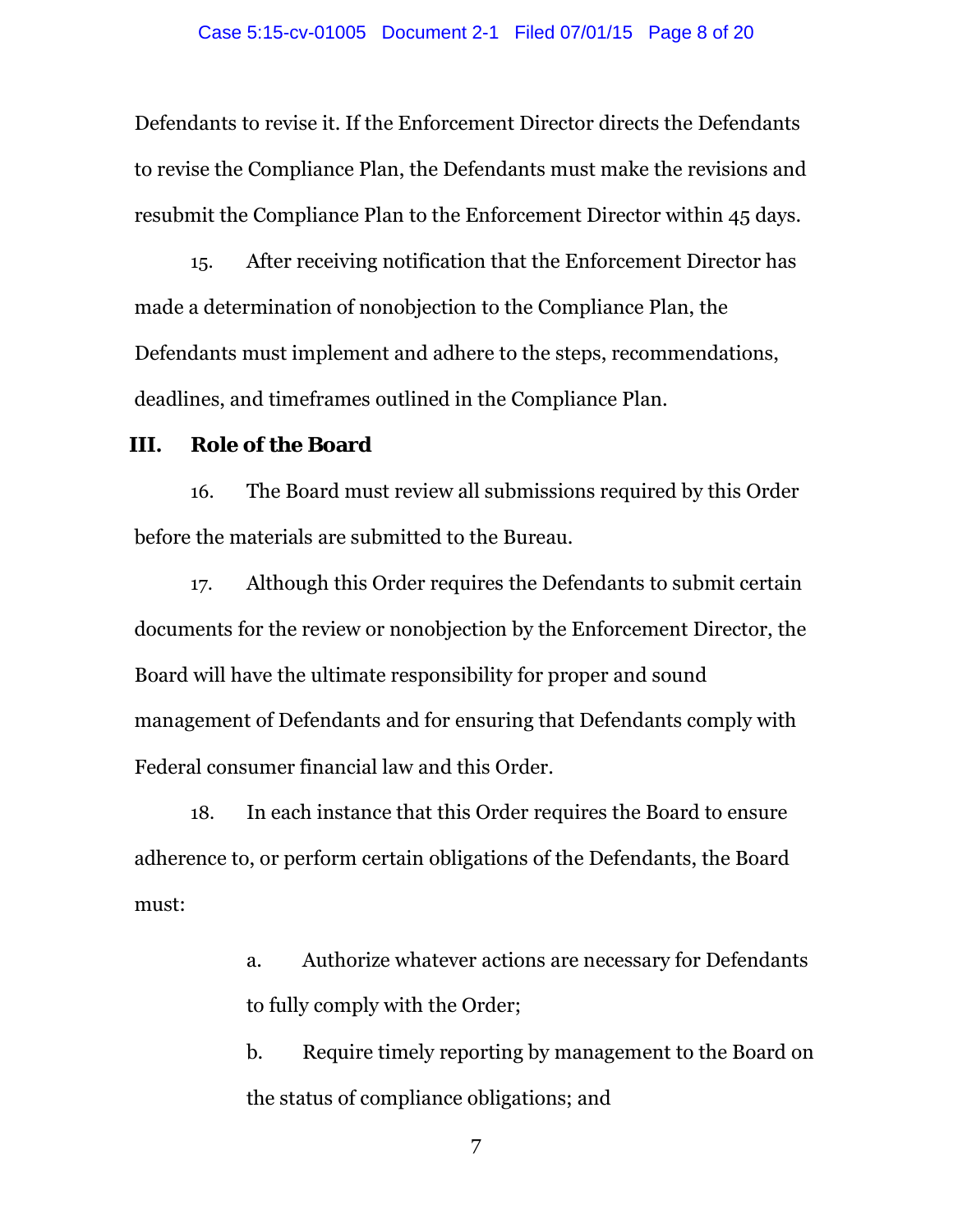Defendants to revise it. If the Enforcement Director directs the Defendants to revise the Compliance Plan, the Defendants must make the revisions and resubmit the Compliance Plan to the Enforcement Director within 45 days.

15. After receiving notification that the Enforcement Director has made a determination of nonobjection to the Compliance Plan, the Defendants must implement and adhere to the steps, recommendations, deadlines, and timeframes outlined in the Compliance Plan.

## III. Role of the Board

16. The Board must review all submissions required by this Order before the materials are submitted to the Bureau.

17. Although this Order requires the Defendants to submit certain documents for the review or nonobjection by the Enforcement Director, the Board will have the ultimate responsibility for proper and sound management of Defendants and for ensuring that Defendants comply with Federal consumer financial law and this Order.

18. In each instance that this Order requires the Board to ensure adherence to, or perform certain obligations of the Defendants, the Board must:

a. Authorize whatever actions are necessary for Defendants to fully comply with the Order;

b. Require timely reporting by management to the Board on the status of compliance obligations; and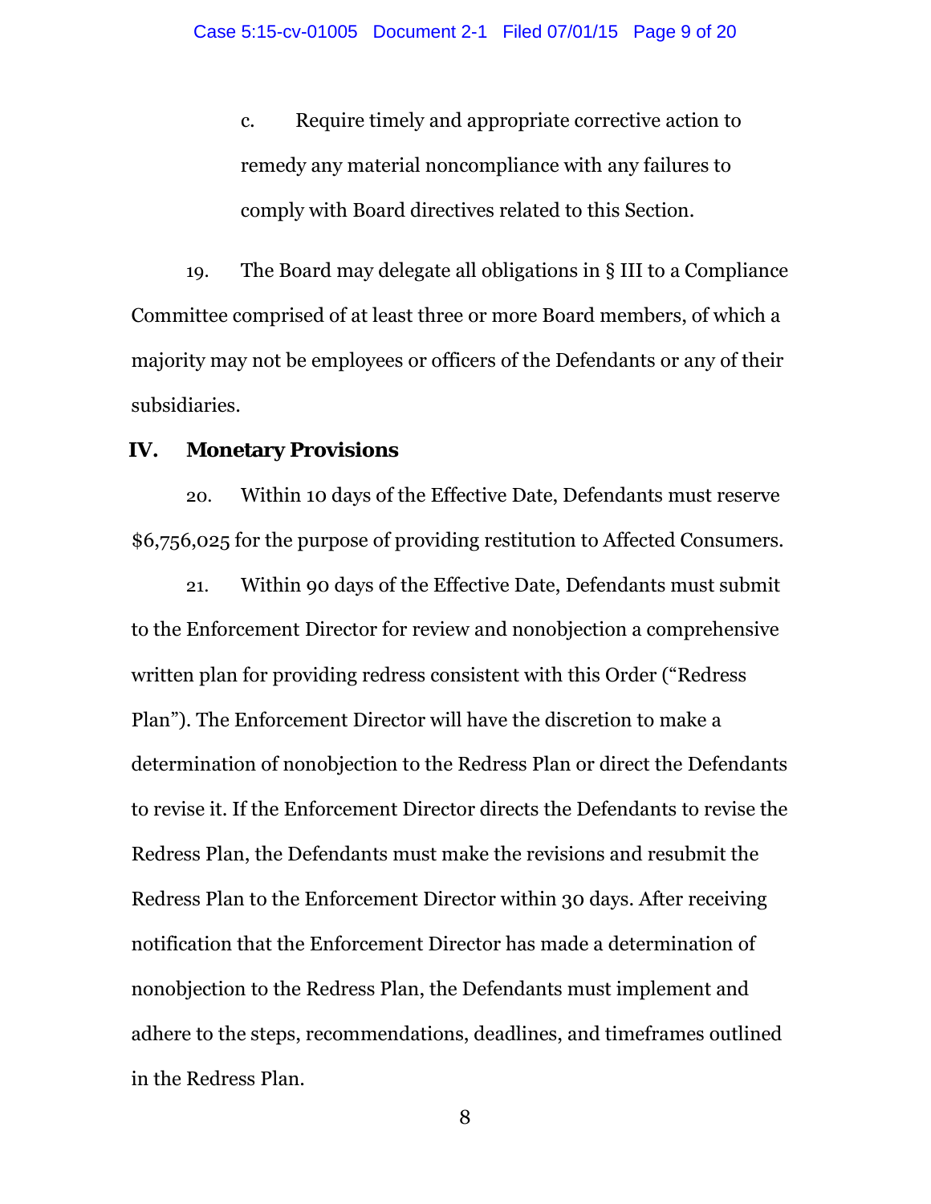c. Require timely and appropriate corrective action to remedy any material noncompliance with any failures to comply with Board directives related to this Section.

19. The Board may delegate all obligations in § III to a Compliance Committee comprised of at least three or more Board members, of which a majority may not be employees or officers of the Defendants or any of their subsidiaries.

## IV. Monetary Provisions

20. Within 10 days of the Effective Date, Defendants must reserve $6,756,025 for the purpose of providing restitution to Affected Consumers.

21. Within 90 days of the Effective Date, Defendants must submit to the Enforcement Director for review and nonobjection a comprehensive written plan for providing redress consistent with this Order ("Redress Plan"). The Enforcement Director will have the discretion to make a determination of nonobjection to the Redress Plan or direct the Defendants to revise it. If the Enforcement Director directs the Defendants to revise the Redress Plan, the Defendants must make the revisions and resubmit the Redress Plan to the Enforcement Director within 30 days. After receiving notification that the Enforcement Director has made a determination of nonobjection to the Redress Plan, the Defendants must implement and adhere to the steps, recommendations, deadlines, and timeframes outlined in the Redress Plan.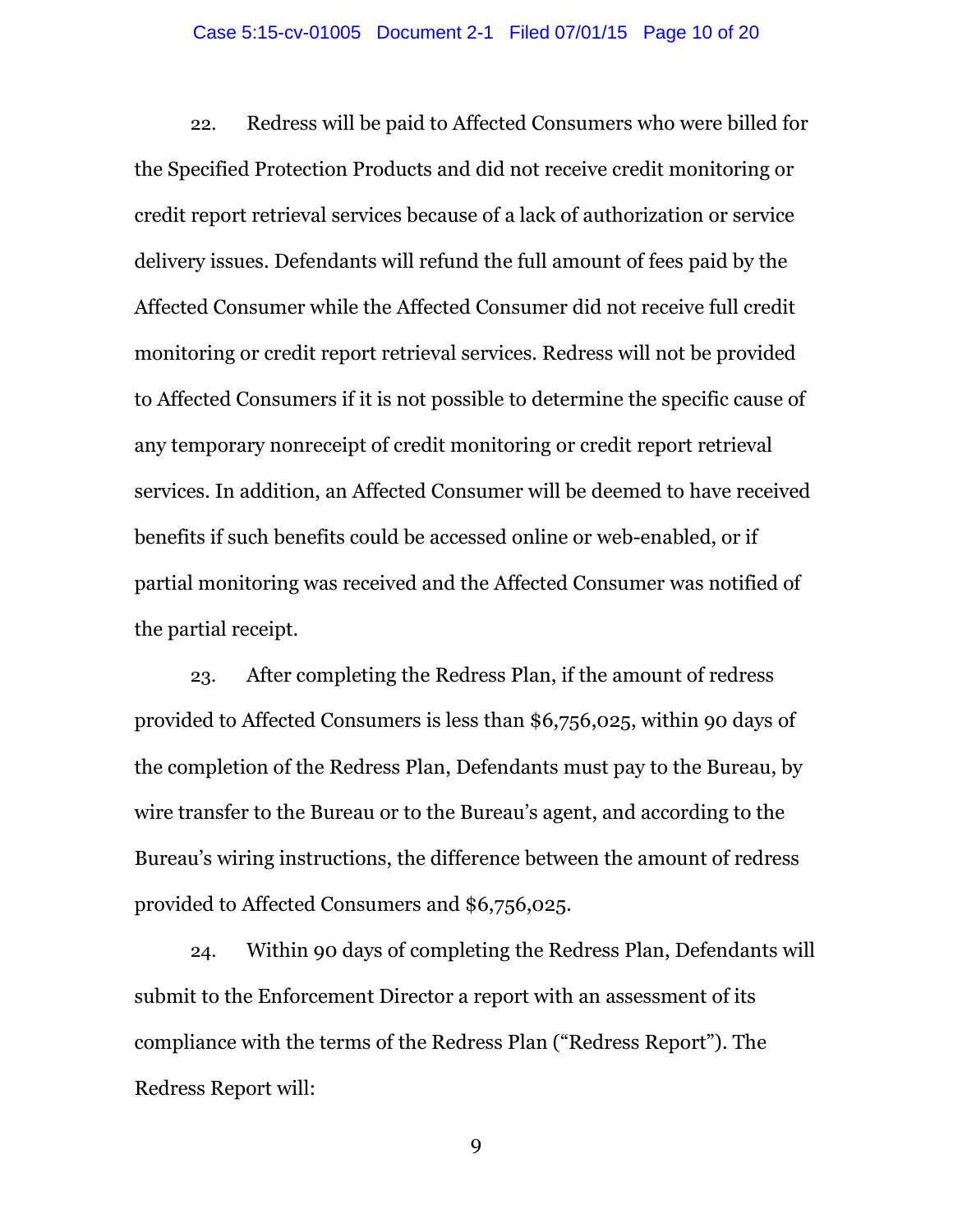22. Redress will be paid to Affected Consumers who were billed for the Specified Protection Products and did not receive credit monitoring or credit report retrieval services because of a lack of authorization or service delivery issues. Defendants will refund the full amount of fees paid by the Affected Consumer while the Affected Consumer did not receive full credit monitoring or credit report retrieval services. Redress will not be provided to Affected Consumers if it is not possible to determine the specific cause of any temporary nonreceipt of credit monitoring or credit report retrieval services. In addition, an Affected Consumer will be deemed to have received benefits if such benefits could be accessed online or web-enabled, or if partial monitoring was received and the Affected Consumer was notified of the partial receipt.

23. After completing the Redress Plan, if the amount of redress provided to Affected Consumers is less than $6,756,025, within 90 days of the completion of the Redress Plan, Defendants must pay to the Bureau, by wire transfer to the Bureau or to the Bureau's agent, and according to the Bureau's wiring instructions, the difference between the amount of redress provided to Affected Consumers and $6,756,025.

24. Within 90 days of completing the Redress Plan, Defendants will submit to the Enforcement Director a report with an assessment of its compliance with the terms of the Redress Plan ("Redress Report"). The Redress Report will: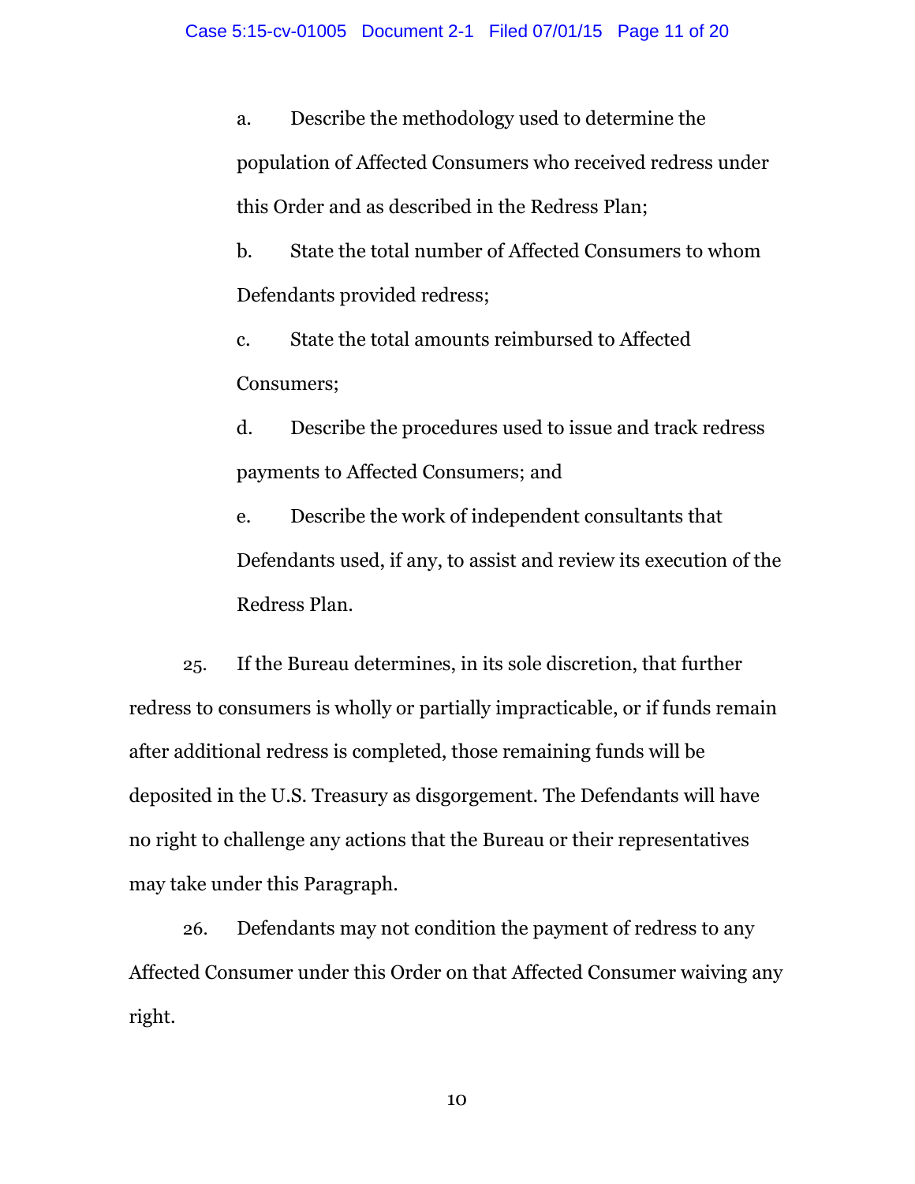a. Describe the methodology used to determine the population of Affected Consumers who received redress under this Order and as described in the Redress Plan;

b. State the total number of Affected Consumers to whom Defendants provided redress;

c. State the total amounts reimbursed to Affected Consumers;

d. Describe the procedures used to issue and track redress payments to Affected Consumers; and

e. Describe the work of independent consultants that Defendants used, if any, to assist and review its execution of the Redress Plan.

25. If the Bureau determines, in its sole discretion, that further redress to consumers is wholly or partially impracticable, or if funds remain after additional redress is completed, those remaining funds will be deposited in the U.S. Treasury as disgorgement. The Defendants will have no right to challenge any actions that the Bureau or their representatives may take under this Paragraph.

26. Defendants may not condition the payment of redress to any Affected Consumer under this Order on that Affected Consumer waiving any right.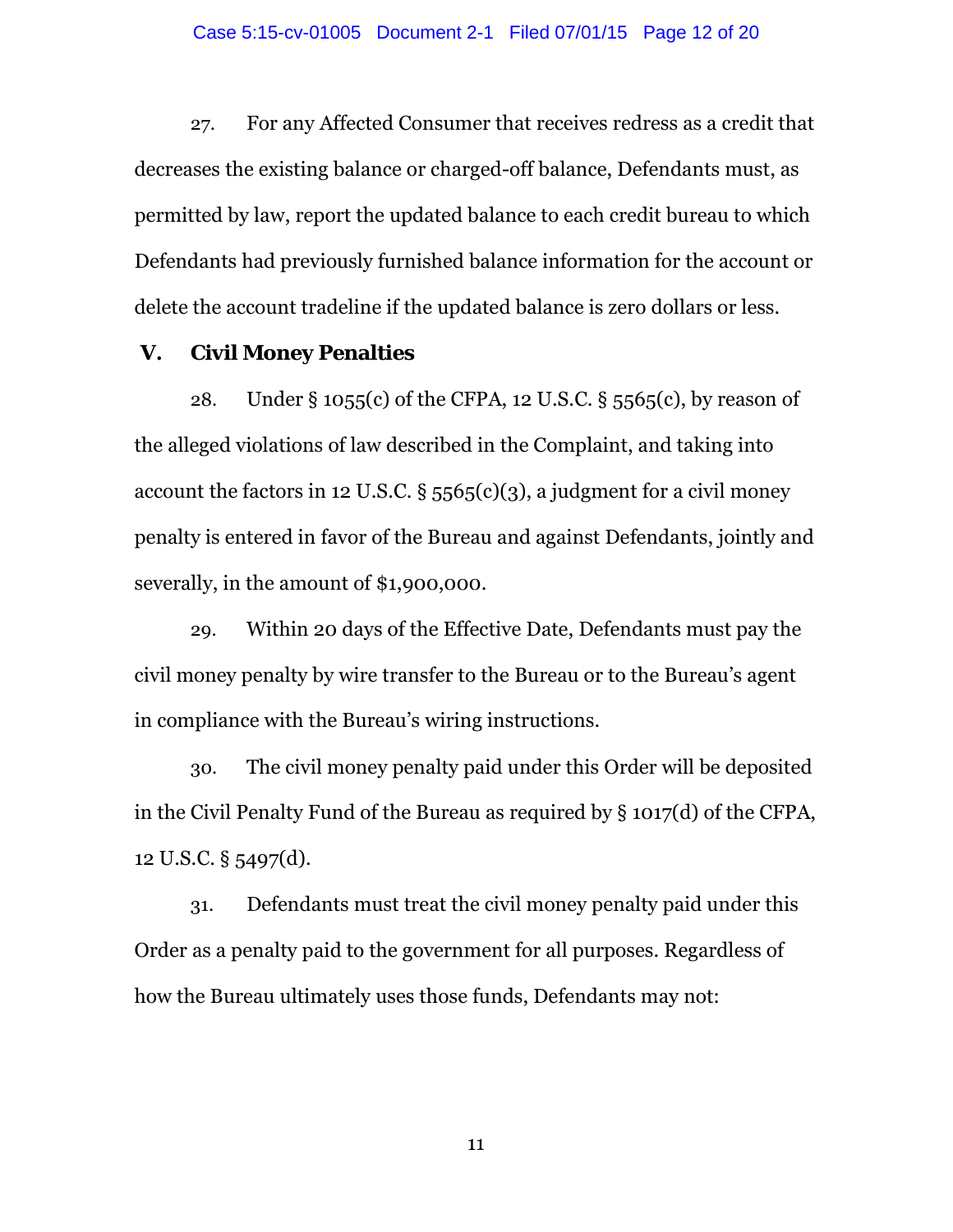27. For any Affected Consumer that receives redress as a credit that decreases the existing balance or charged-off balance, Defendants must, as permitted by law, report the updated balance to each credit bureau to which Defendants had previously furnished balance information for the account or delete the account tradeline if the updated balance is zero dollars or less.

## V. Civil Money Penalties

28. Under § 1055(c) of the CFPA, 12 U.S.C. § 5565(c), by reason of the alleged violations of law described in the Complaint, and taking into account the factors in 12 U.S.C. § 5565(c)(3), a judgment for a civil money penalty is entered in favor of the Bureau and against Defendants, jointly and severally, in the amount of $1,900,000.

29. Within 20 days of the Effective Date, Defendants must pay the civil money penalty by wire transfer to the Bureau or to the Bureau's agent in compliance with the Bureau's wiring instructions.

30. The civil money penalty paid under this Order will be deposited in the Civil Penalty Fund of the Bureau as required by § 1017(d) of the CFPA, 12 U.S.C. § 5497(d).

31. Defendants must treat the civil money penalty paid under this Order as a penalty paid to the government for all purposes. Regardless of how the Bureau ultimately uses those funds, Defendants may not: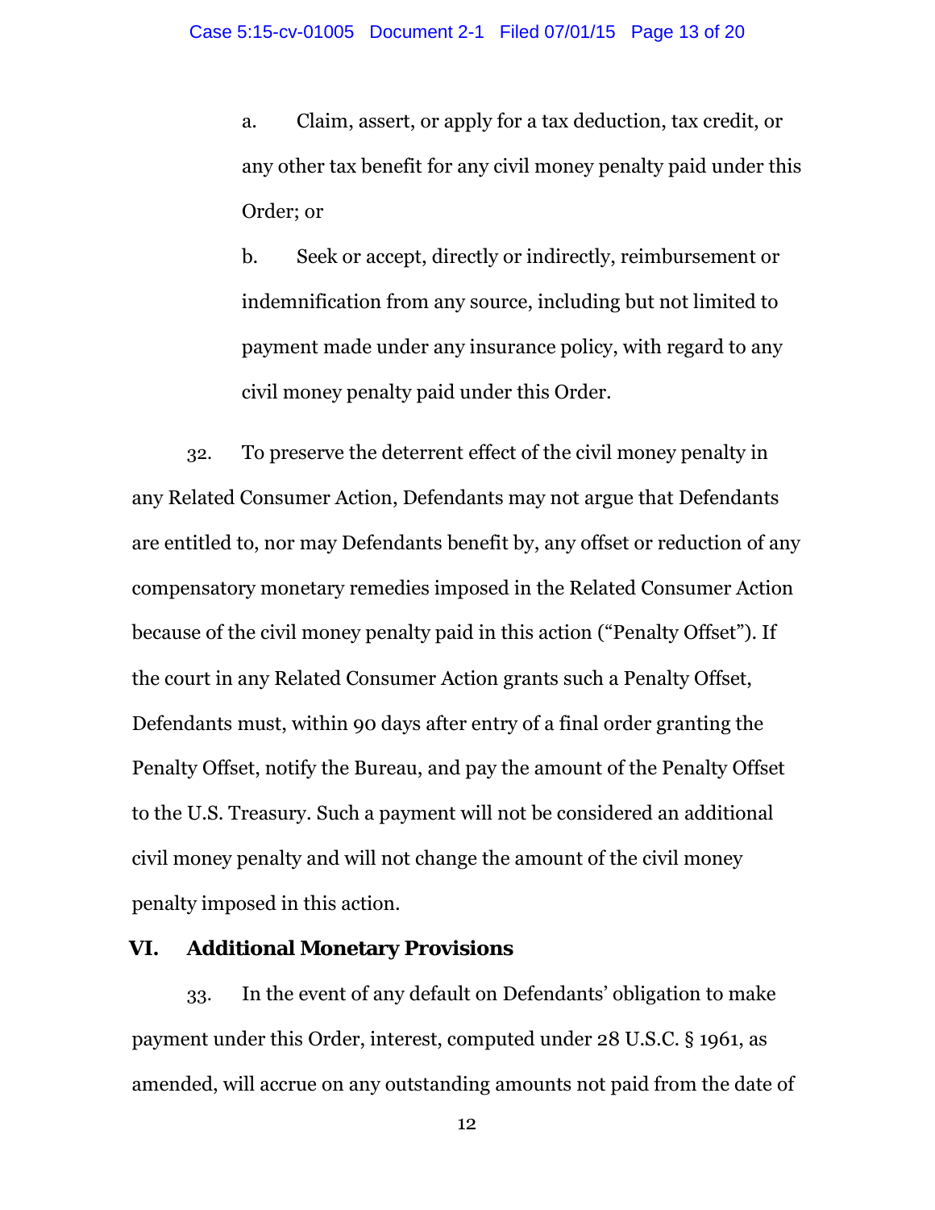a. Claim, assert, or apply for a tax deduction, tax credit, or any other tax benefit for any civil money penalty paid under this Order; or

b. Seek or accept, directly or indirectly, reimbursement or indemnification from any source, including but not limited to payment made under any insurance policy, with regard to any civil money penalty paid under this Order.

32. To preserve the deterrent effect of the civil money penalty in any Related Consumer Action, Defendants may not argue that Defendants are entitled to, nor may Defendants benefit by, any offset or reduction of any compensatory monetary remedies imposed in the Related Consumer Action because of the civil money penalty paid in this action ("Penalty Offset"). If the court in any Related Consumer Action grants such a Penalty Offset, Defendants must, within 90 days after entry of a final order granting the Penalty Offset, notify the Bureau, and pay the amount of the Penalty Offset to the U.S. Treasury. Such a payment will not be considered an additional civil money penalty and will not change the amount of the civil money penalty imposed in this action.

## VI. Additional Monetary Provisions

33. In the event of any default on Defendants' obligation to make payment under this Order, interest, computed under 28 U.S.C. § 1961, as amended, will accrue on any outstanding amounts not paid from the date of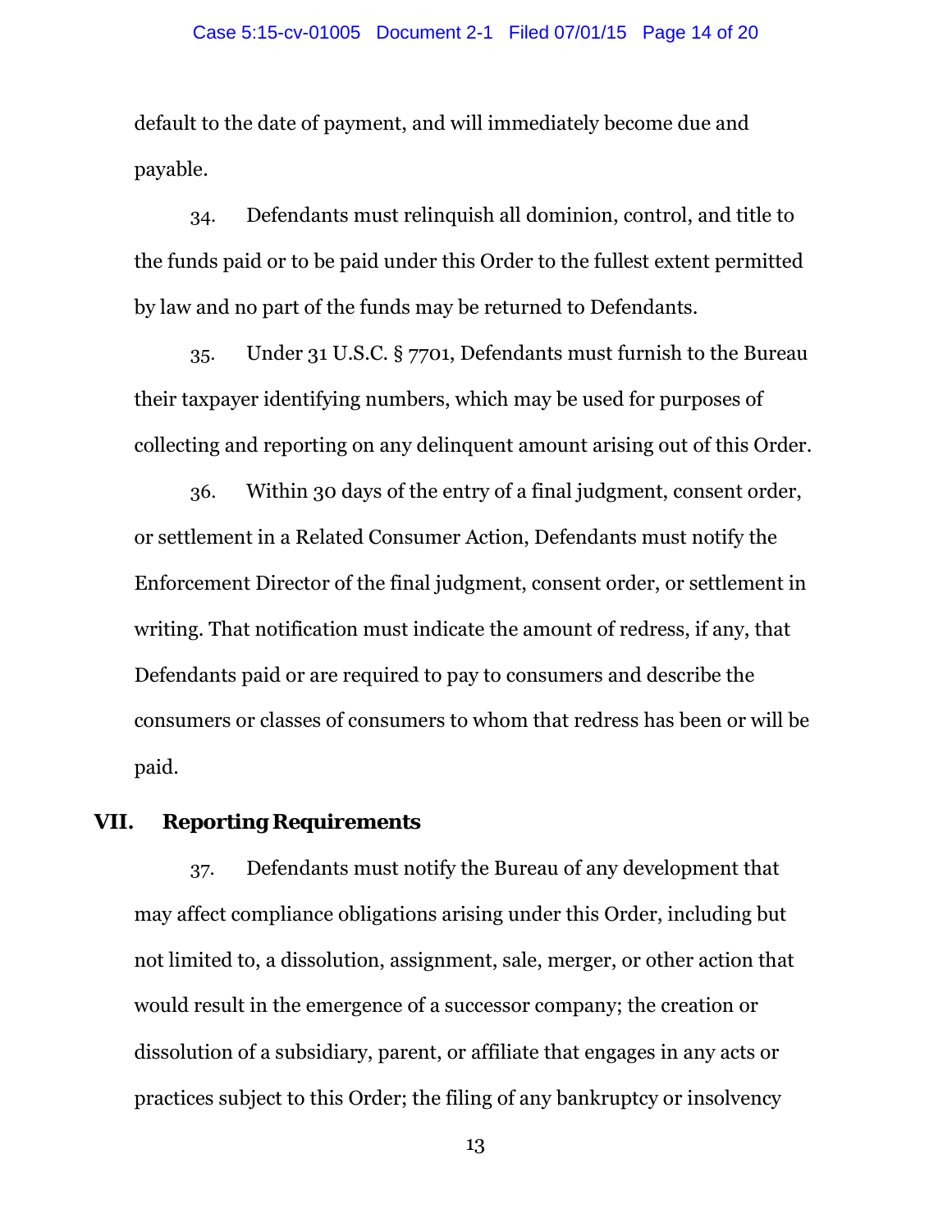default to the date of payment, and will immediately become due and payable.

34. Defendants must relinquish all dominion, control, and title to the funds paid or to be paid under this Order to the fullest extent permitted by law and no part of the funds may be returned to Defendants.

35. Under 31 U.S.C. § 7701, Defendants must furnish to the Bureau their taxpayer identifying numbers, which may be used for purposes of collecting and reporting on any delinquent amount arising out of this Order.

36. Within 30 days of the entry of a final judgment, consent order, or settlement in a Related Consumer Action, Defendants must notify the Enforcement Director of the final judgment, consent order, or settlement in writing. That notification must indicate the amount of redress, if any, that Defendants paid or are required to pay to consumers and describe the consumers or classes of consumers to whom that redress has been or will be paid.

## VII. Reporting Requirements

37. Defendants must notify the Bureau of any development that may affect compliance obligations arising under this Order, including but not limited to, a dissolution, assignment, sale, merger, or other action that would result in the emergence of a successor company; the creation or dissolution of a subsidiary, parent, or affiliate that engages in any acts or practices subject to this Order; the filing of any bankruptcy or insolvency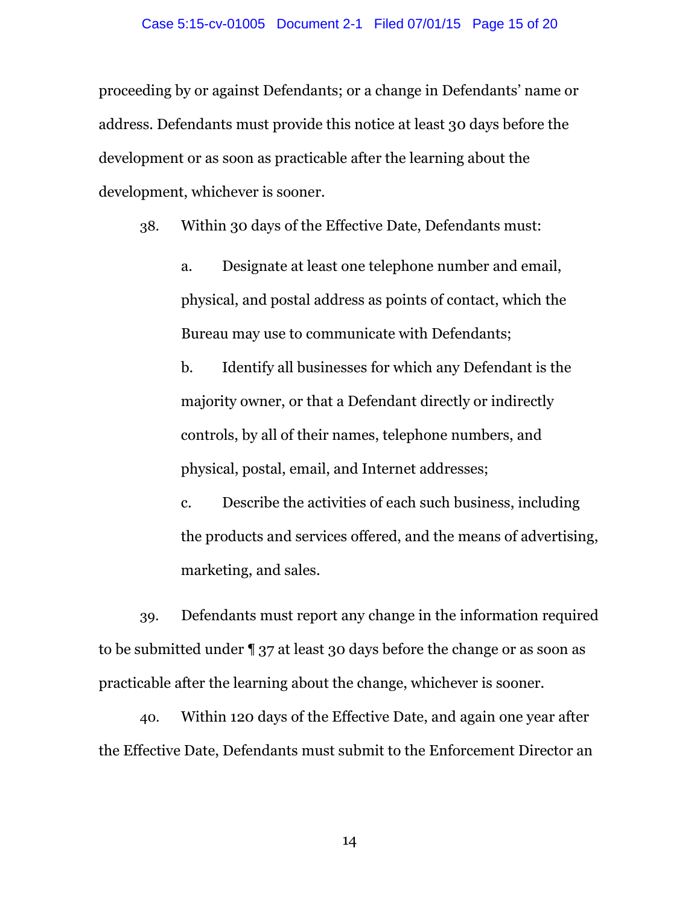proceeding by or against Defendants; or a change in Defendants' name or address. Defendants must provide this notice at least 30 days before the development or as soon as practicable after the learning about the development, whichever is sooner.

38. Within 30 days of the Effective Date, Defendants must:

a. Designate at least one telephone number and email, physical, and postal address as points of contact, which the Bureau may use to communicate with Defendants;

b. Identify all businesses for which any Defendant is the majority owner, or that a Defendant directly or indirectly controls, by all of their names, telephone numbers, and physical, postal, email, and Internet addresses;

c. Describe the activities of each such business, including the products and services offered, and the means of advertising, marketing, and sales.

39. Defendants must report any change in the information required to be submitted under ¶ 37 at least 30 days before the change or as soon as practicable after the learning about the change, whichever is sooner.

40. Within 120 days of the Effective Date, and again one year after the Effective Date, Defendants must submit to the Enforcement Director an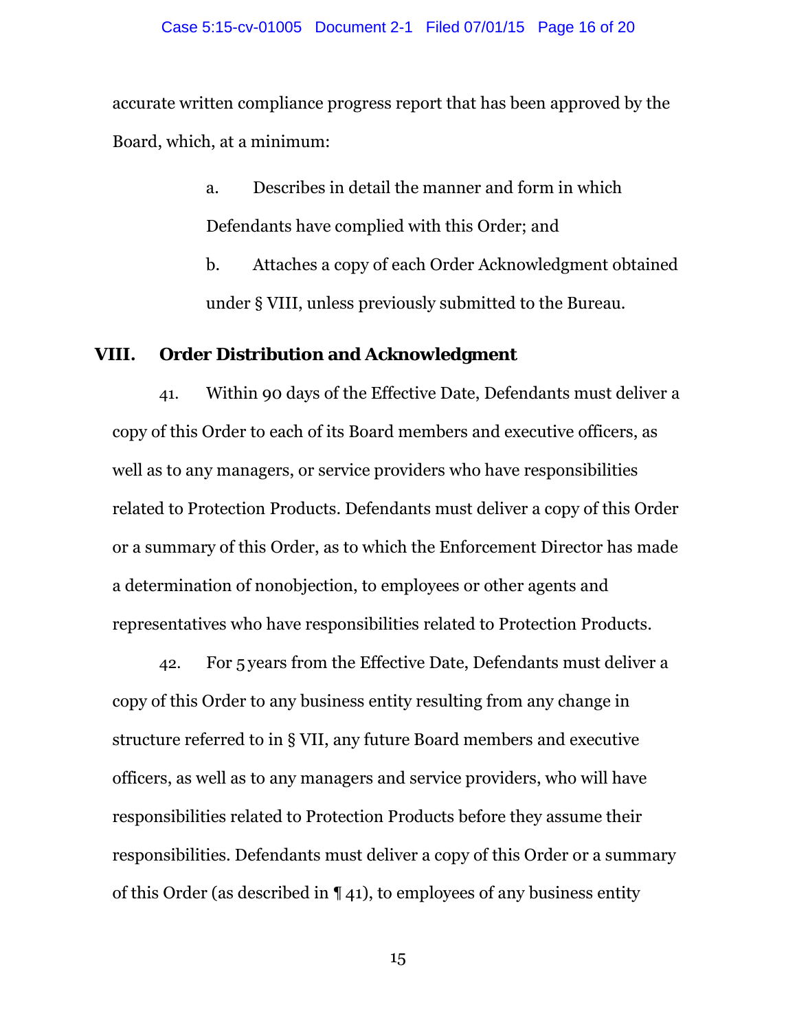accurate written compliance progress report that has been approved by the Board, which, at a minimum:

a. Describes in detail the manner and form in which Defendants have complied with this Order; and

b. Attaches a copy of each Order Acknowledgment obtained under § VIII, unless previously submitted to the Bureau.

## VIII. Order Distribution and Acknowledgment

41. Within 90 days of the Effective Date, Defendants must deliver a copy of this Order to each of its Board members and executive officers, as well as to any managers, or service providers who have responsibilities related to Protection Products. Defendants must deliver a copy of this Order or a summary of this Order, as to which the Enforcement Director has made a determination of nonobjection, to employees or other agents and representatives who have responsibilities related to Protection Products.

42. For 5 years from the Effective Date, Defendants must deliver a copy of this Order to any business entity resulting from any change in structure referred to in § VII, any future Board members and executive officers, as well as to any managers and service providers, who will have responsibilities related to Protection Products before they assume their responsibilities. Defendants must deliver a copy of this Order or a summary of this Order (as described in ¶ 41), to employees of any business entity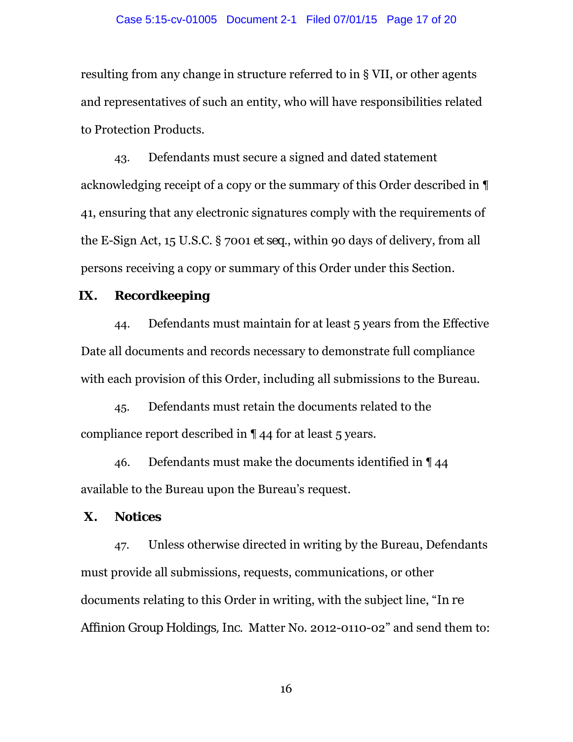resulting from any change in structure referred to in § VII, or other agents and representatives of such an entity, who will have responsibilities related to Protection Products.

43. Defendants must secure a signed and dated statement acknowledging receipt of a copy or the summary of this Order described in ¶ 41, ensuring that any electronic signatures comply with the requirements of the E-Sign Act, 15 U.S.C. § 7001 *et seq.*, within 90 days of delivery, from all persons receiving a copy or summary of this Order under this Section.

## IX. Recordkeeping

44. Defendants must maintain for at least 5 years from the Effective Date all documents and records necessary to demonstrate full compliance with each provision of this Order, including all submissions to the Bureau.

45. Defendants must retain the documents related to the compliance report described in ¶ 44 for at least 5 years.

46. Defendants must make the documents identified in ¶ 44 available to the Bureau upon the Bureau's request.

## X. Notices

47. Unless otherwise directed in writing by the Bureau, Defendants must provide all submissions, requests, communications, or other documents relating to this Order in writing, with the subject line, "In re Affinion Group Holdings, Inc. Matter No. 2012-0110-02" and send them to: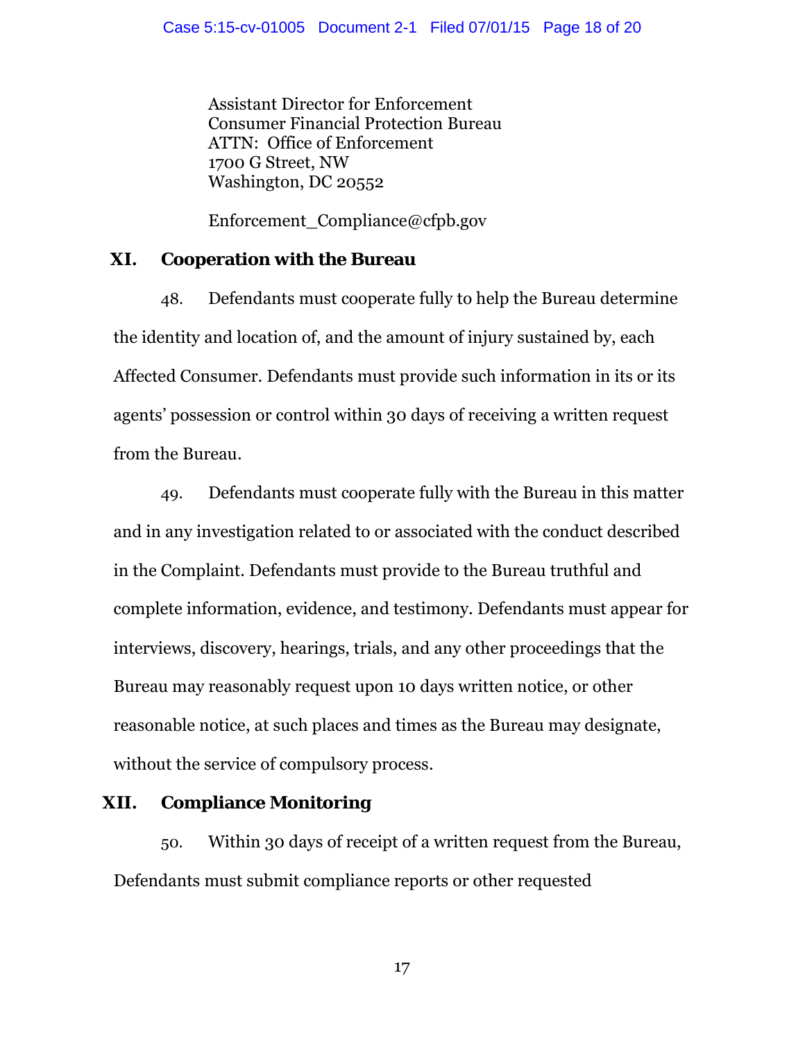Assistant Director for Enforcement
Consumer Financial Protection Bureau
ATTN: Office of Enforcement
1700 G Street, NW
Washington, DC 20552

Enforcement_Compliance@cfpb.gov

## XI. Cooperation with the Bureau

48. Defendants must cooperate fully to help the Bureau determine the identity and location of, and the amount of injury sustained by, each Affected Consumer. Defendants must provide such information in its or its agents' possession or control within 30 days of receiving a written request from the Bureau.

49. Defendants must cooperate fully with the Bureau in this matter and in any investigation related to or associated with the conduct described in the Complaint. Defendants must provide to the Bureau truthful and complete information, evidence, and testimony. Defendants must appear for interviews, discovery, hearings, trials, and any other proceedings that the Bureau may reasonably request upon 10 days written notice, or other reasonable notice, at such places and times as the Bureau may designate, without the service of compulsory process.

## XII. Compliance Monitoring

50. Within 30 days of receipt of a written request from the Bureau, Defendants must submit compliance reports or other requested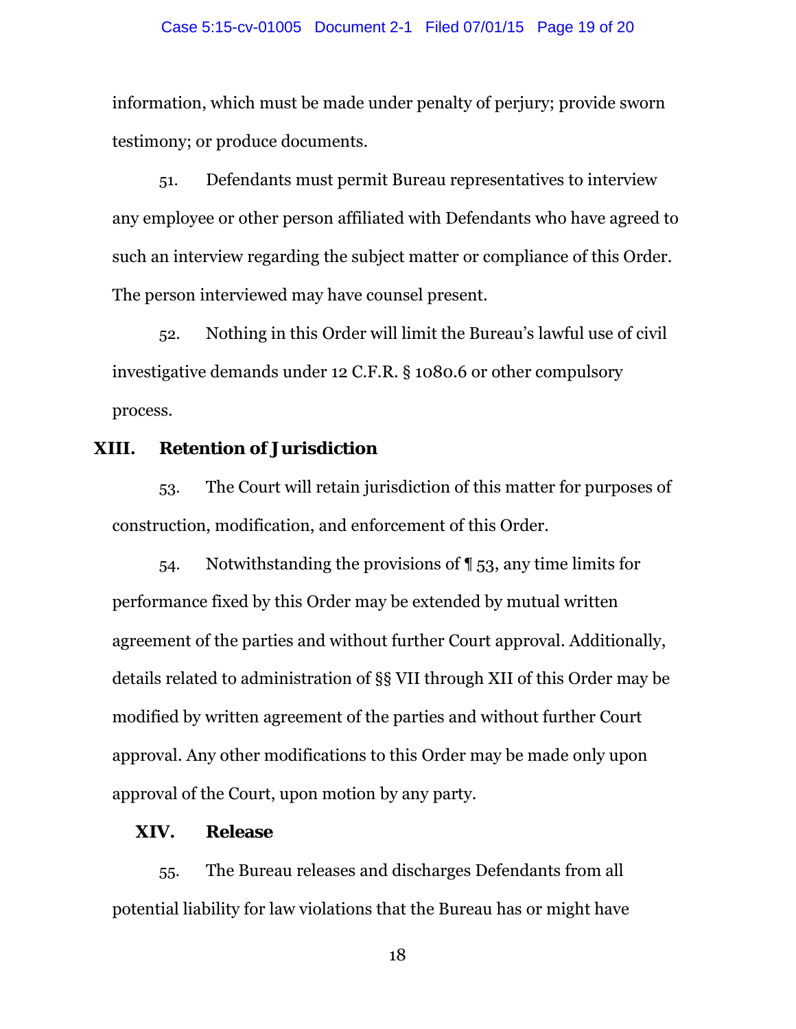information, which must be made under penalty of perjury; provide sworn testimony; or produce documents.

51. Defendants must permit Bureau representatives to interview any employee or other person affiliated with Defendants who have agreed to such an interview regarding the subject matter or compliance of this Order. The person interviewed may have counsel present.

52. Nothing in this Order will limit the Bureau's lawful use of civil investigative demands under 12 C.F.R. § 1080.6 or other compulsory process.

## XIII. Retention of Jurisdiction

53. The Court will retain jurisdiction of this matter for purposes of construction, modification, and enforcement of this Order.

54. Notwithstanding the provisions of ¶ 53, any time limits for performance fixed by this Order may be extended by mutual written agreement of the parties and without further Court approval. Additionally, details related to administration of §§ VII through XII of this Order may be modified by written agreement of the parties and without further Court approval. Any other modifications to this Order may be made only upon approval of the Court, upon motion by any party.

## XIV. Release

55. The Bureau releases and discharges Defendants from all potential liability for law violations that the Bureau has or might have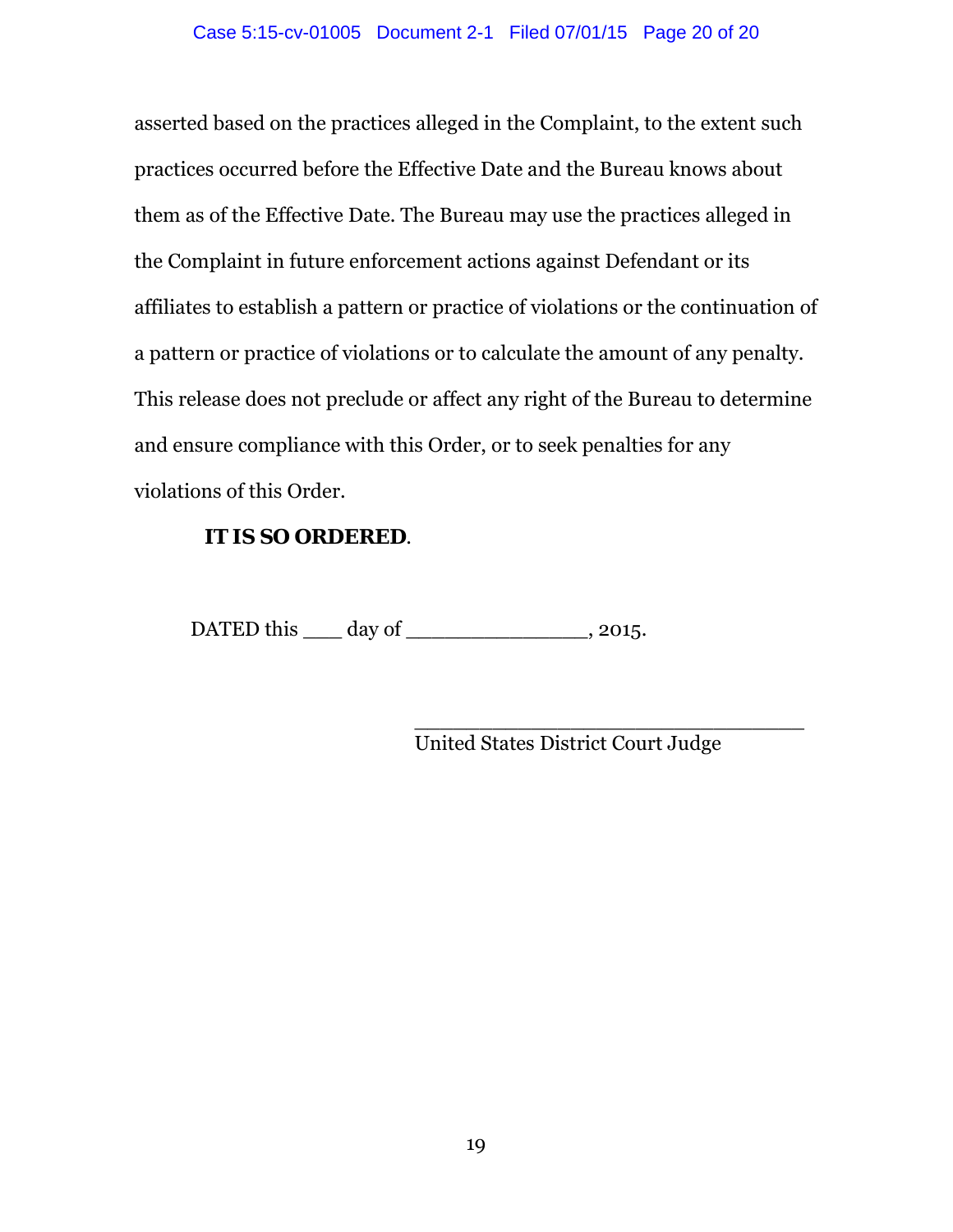asserted based on the practices alleged in the Complaint, to the extent such practices occurred before the Effective Date and the Bureau knows about them as of the Effective Date. The Bureau may use the practices alleged in the Complaint in future enforcement actions against Defendant or its affiliates to establish a pattern or practice of violations or the continuation of a pattern or practice of violations or to calculate the amount of any penalty. This release does not preclude or affect any right of the Bureau to determine and ensure compliance with this Order, or to seek penalties for any violations of this Order.

**IT IS SO ORDERED**.

DATED this ___ day of _______________, 2015.

_________________________________
United States District Court Judge